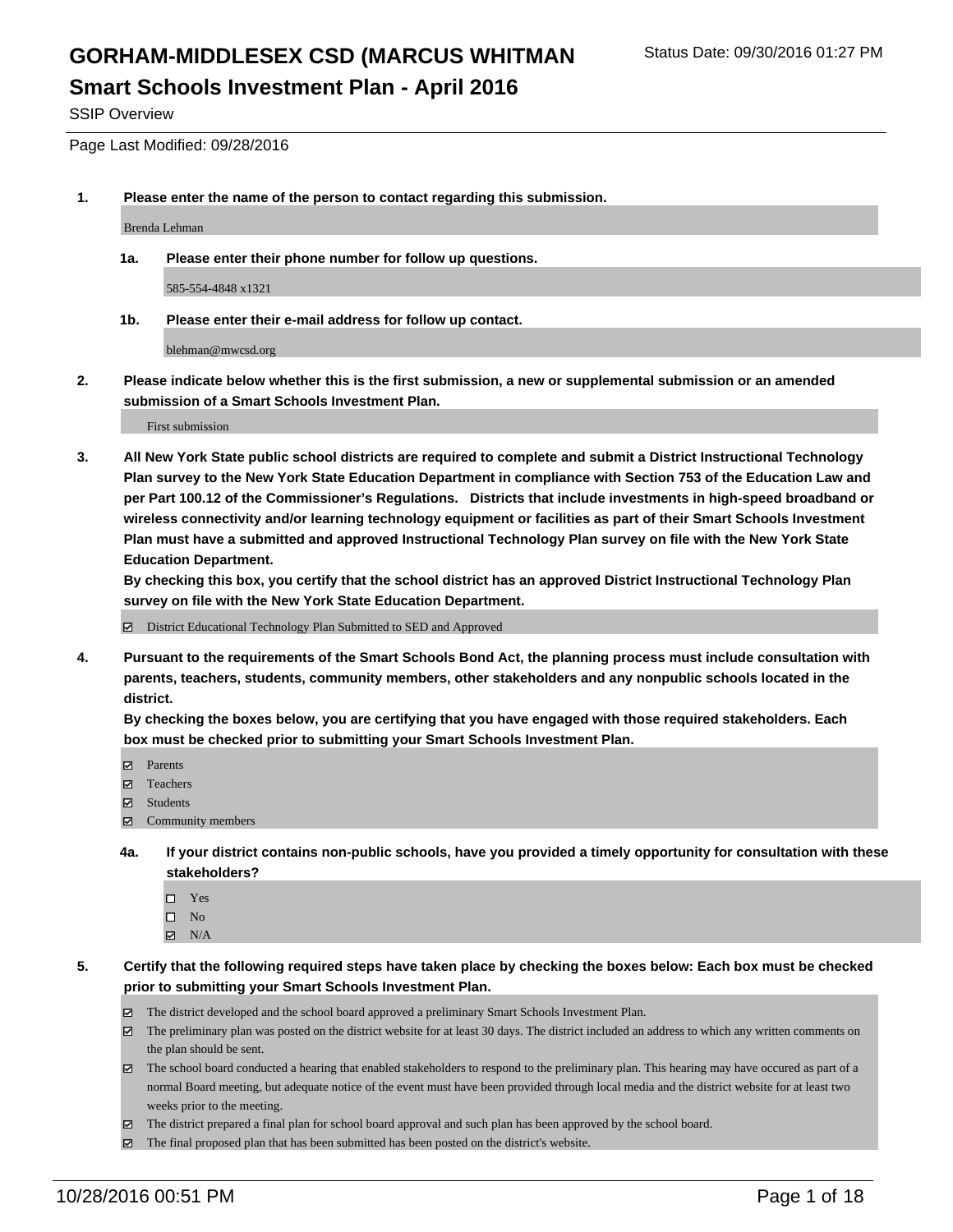# GORHAM-MIDDLESEX CSD (MARCUS WHITMAN

Status Date: 09/30/2016 01:27 PM

## Smart Schools Investment Plan - April 2016

SSIP Overview

Page Last Modified: 09/28/2016

**1. Please enter the name of the person to contact regarding this submission.**

Brenda Lehman

**1a. Please enter their phone number for follow up questions.**

585-554-4848 x1321

**1b. Please enter their e-mail address for follow up contact.**

blehman@mwcsd.org

**2. Please indicate below whether this is the first submission, a new or supplemental submission or an amended submission of a Smart Schools Investment Plan.**

First submission

**3. All New York State public school districts are required to complete and submit a District Instructional Technology Plan survey to the New York State Education Department in compliance with Section 753 of the Education Law and per Part 100.12 of the Commissioner's Regulations. Districts that include investments in high-speed broadband or wireless connectivity and/or learning technology equipment or facilities as part of their Smart Schools Investment Plan must have a submitted and approved Instructional Technology Plan survey on file with the New York State Education Department.**

**By checking this box, you certify that the school district has an approved District Instructional Technology Plan survey on file with the New York State Education Department.**

☑ District Educational Technology Plan Submitted to SED and Approved

**4. Pursuant to the requirements of the Smart Schools Bond Act, the planning process must include consultation with parents, teachers, students, community members, other stakeholders and any nonpublic schools located in the district.**

**By checking the boxes below, you are certifying that you have engaged with those required stakeholders. Each box must be checked prior to submitting your Smart Schools Investment Plan.**

☑ Parents
☑ Teachers
☑ Students
☑ Community members

**4a. If your district contains non-public schools, have you provided a timely opportunity for consultation with these stakeholders?**

☐ Yes
☐ No
☑ N/A

**5. Certify that the following required steps have taken place by checking the boxes below: Each box must be checked prior to submitting your Smart Schools Investment Plan.**

☑ The district developed and the school board approved a preliminary Smart Schools Investment Plan.
☑ The preliminary plan was posted on the district website for at least 30 days. The district included an address to which any written comments on the plan should be sent.
☑ The school board conducted a hearing that enabled stakeholders to respond to the preliminary plan. This hearing may have occured as part of a normal Board meeting, but adequate notice of the event must have been provided through local media and the district website for at least two weeks prior to the meeting.
☑ The district prepared a final plan for school board approval and such plan has been approved by the school board.
☑ The final proposed plan that has been submitted has been posted on the district's website.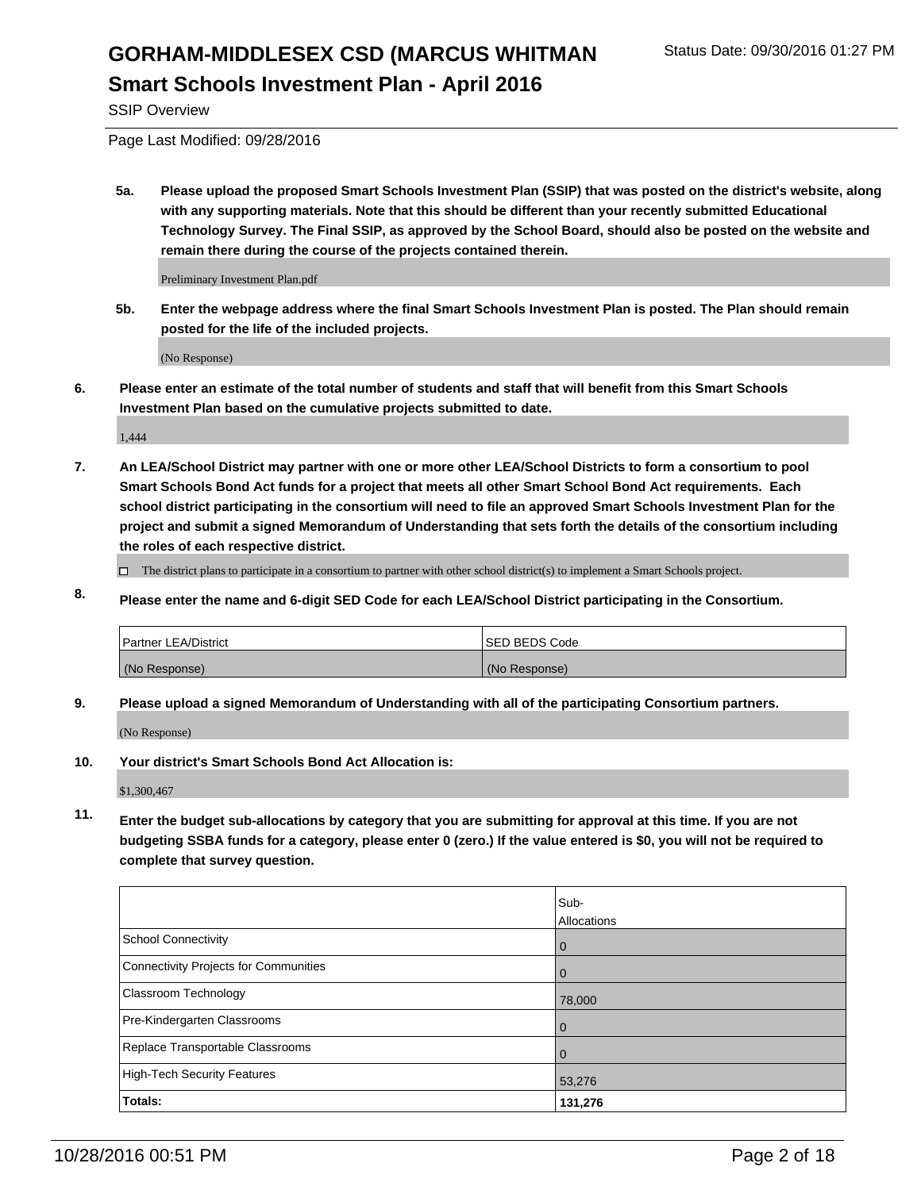# GORHAM-MIDDLESEX CSD (MARCUS WHITMAN

Status Date: 09/30/2016 01:27 PM

## Smart Schools Investment Plan - April 2016

SSIP Overview

Page Last Modified: 09/28/2016

**5a. Please upload the proposed Smart Schools Investment Plan (SSIP) that was posted on the district's website, along with any supporting materials. Note that this should be different than your recently submitted Educational Technology Survey. The Final SSIP, as approved by the School Board, should also be posted on the website and remain there during the course of the projects contained therein.**

Preliminary Investment Plan.pdf

**5b. Enter the webpage address where the final Smart Schools Investment Plan is posted. The Plan should remain posted for the life of the included projects.**

(No Response)

**6. Please enter an estimate of the total number of students and staff that will benefit from this Smart Schools Investment Plan based on the cumulative projects submitted to date.**

1,444

**7. An LEA/School District may partner with one or more other LEA/School Districts to form a consortium to pool Smart Schools Bond Act funds for a project that meets all other Smart School Bond Act requirements. Each school district participating in the consortium will need to file an approved Smart Schools Investment Plan for the project and submit a signed Memorandum of Understanding that sets forth the details of the consortium including the roles of each respective district.**

☐ The district plans to participate in a consortium to partner with other school district(s) to implement a Smart Schools project.

**8. Please enter the name and 6-digit SED Code for each LEA/School District participating in the Consortium.**

| Partner LEA/District | SED BEDS Code |
|---|---|
| (No Response) | (No Response) |

**9. Please upload a signed Memorandum of Understanding with all of the participating Consortium partners.**

(No Response)

**10. Your district's Smart Schools Bond Act Allocation is:**

$1,300,467

**11. Enter the budget sub-allocations by category that you are submitting for approval at this time. If you are not budgeting SSBA funds for a category, please enter 0 (zero.) If the value entered is $0, you will not be required to complete that survey question.**

| | Sub-Allocations |
|---|---|
| School Connectivity | 0 |
| Connectivity Projects for Communities | 0 |
| Classroom Technology | 78,000 |
| Pre-Kindergarten Classrooms | 0 |
| Replace Transportable Classrooms | 0 |
| High-Tech Security Features | 53,276 |
| **Totals:** | **131,276** |

10/28/2016 00:51 PM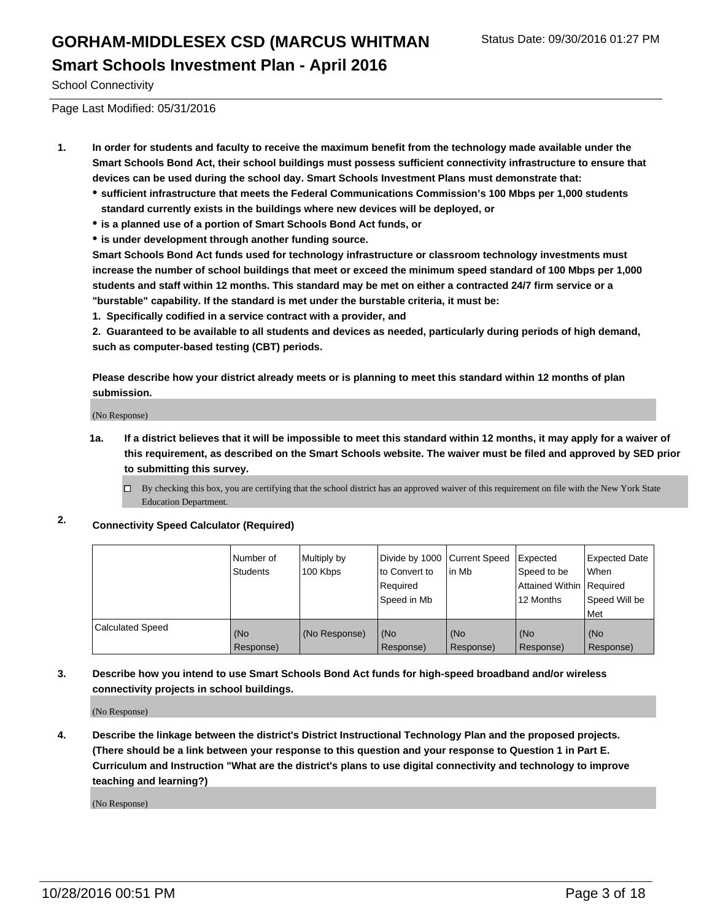# GORHAM-MIDDLESEX CSD (MARCUS WHITMAN

## Smart Schools Investment Plan - April 2016

School Connectivity

Page Last Modified: 05/31/2016

**1. In order for students and faculty to receive the maximum benefit from the technology made available under the Smart Schools Bond Act, their school buildings must possess sufficient connectivity infrastructure to ensure that devices can be used during the school day. Smart Schools Investment Plans must demonstrate that:**

- **sufficient infrastructure that meets the Federal Communications Commission's 100 Mbps per 1,000 students standard currently exists in the buildings where new devices will be deployed, or**
- **is a planned use of a portion of Smart Schools Bond Act funds, or**
- **is under development through another funding source.**

**Smart Schools Bond Act funds used for technology infrastructure or classroom technology investments must increase the number of school buildings that meet or exceed the minimum speed standard of 100 Mbps per 1,000 students and staff within 12 months. This standard may be met on either a contracted 24/7 firm service or a "burstable" capability. If the standard is met under the burstable criteria, it must be:**

**1. Specifically codified in a service contract with a provider, and**

**2. Guaranteed to be available to all students and devices as needed, particularly during periods of high demand, such as computer-based testing (CBT) periods.**

**Please describe how your district already meets or is planning to meet this standard within 12 months of plan submission.**

(No Response)

**1a. If a district believes that it will be impossible to meet this standard within 12 months, it may apply for a waiver of this requirement, as described on the Smart Schools website. The waiver must be filed and approved by SED prior to submitting this survey.**

☐ By checking this box, you are certifying that the school district has an approved waiver of this requirement on file with the New York State Education Department.

**2. Connectivity Speed Calculator (Required)**

| | Number of Students | Multiply by 100 Kbps | Divide by 1000 to Convert to Required Speed in Mb | Current Speed in Mb | Expected Speed to be Attained Within 12 Months | Expected Date When Required Speed Will be Met |
|---|---|---|---|---|---|---|
| Calculated Speed | (No Response) | (No Response) | (No Response) | (No Response) | (No Response) | (No Response) |

**3. Describe how you intend to use Smart Schools Bond Act funds for high-speed broadband and/or wireless connectivity projects in school buildings.**

(No Response)

**4. Describe the linkage between the district's District Instructional Technology Plan and the proposed projects. (There should be a link between your response to this question and your response to Question 1 in Part E. Curriculum and Instruction "What are the district's plans to use digital connectivity and technology to improve teaching and learning?)**

(No Response)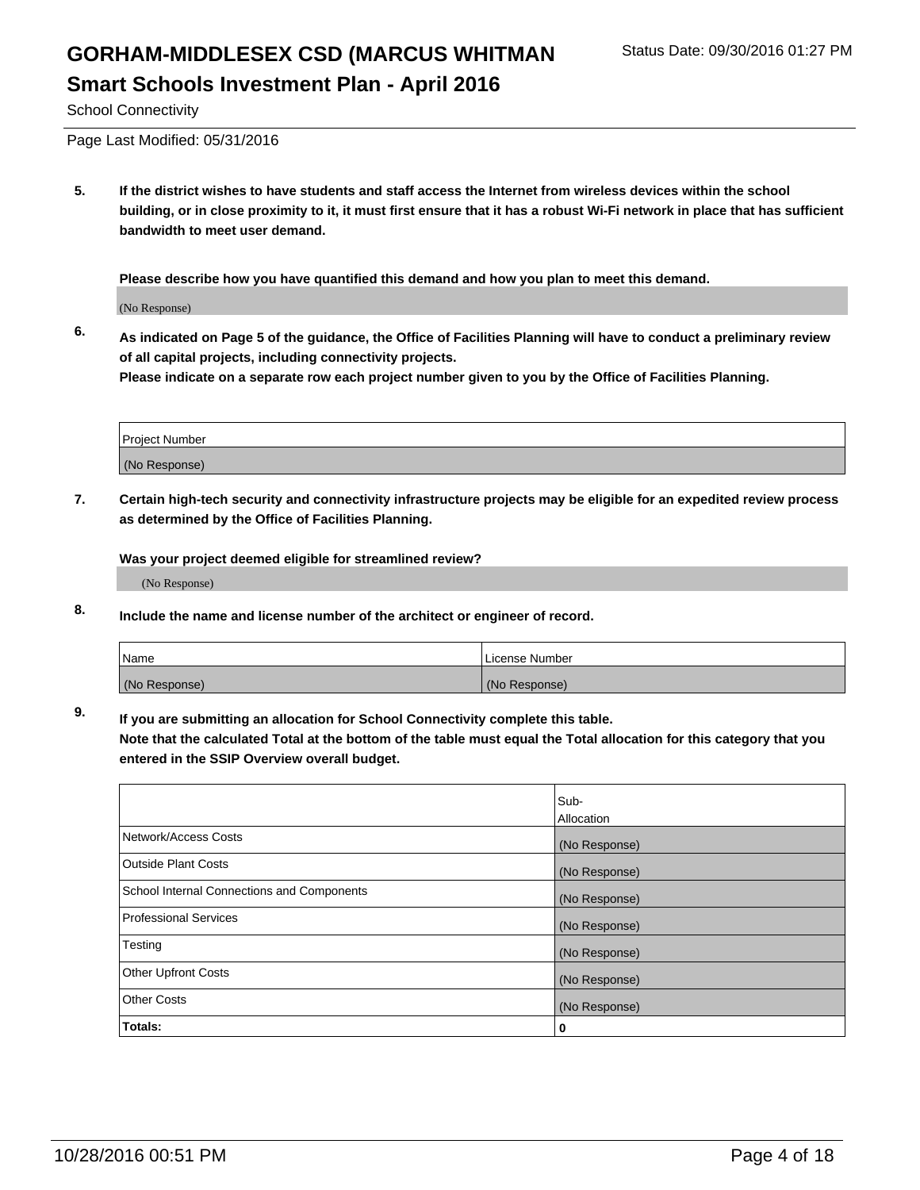# GORHAM-MIDDLESEX CSD (MARCUS WHITMAN

Status Date: 09/30/2016 01:27 PM

## Smart Schools Investment Plan - April 2016

School Connectivity

Page Last Modified: 05/31/2016

**5. If the district wishes to have students and staff access the Internet from wireless devices within the school building, or in close proximity to it, it must first ensure that it has a robust Wi-Fi network in place that has sufficient bandwidth to meet user demand.**

**Please describe how you have quantified this demand and how you plan to meet this demand.**

(No Response)

**6. As indicated on Page 5 of the guidance, the Office of Facilities Planning will have to conduct a preliminary review of all capital projects, including connectivity projects.**
**Please indicate on a separate row each project number given to you by the Office of Facilities Planning.**

| Project Number |
|---|
| (No Response) |

**7. Certain high-tech security and connectivity infrastructure projects may be eligible for an expedited review process as determined by the Office of Facilities Planning.**

**Was your project deemed eligible for streamlined review?**

(No Response)

**8. Include the name and license number of the architect or engineer of record.**

| Name | License Number |
|---|---|
| (No Response) | (No Response) |

**9. If you are submitting an allocation for School Connectivity complete this table.**
**Note that the calculated Total at the bottom of the table must equal the Total allocation for this category that you entered in the SSIP Overview overall budget.**

| | Sub-Allocation |
|---|---|
| Network/Access Costs | (No Response) |
| Outside Plant Costs | (No Response) |
| School Internal Connections and Components | (No Response) |
| Professional Services | (No Response) |
| Testing | (No Response) |
| Other Upfront Costs | (No Response) |
| Other Costs | (No Response) |
| **Totals:** | **0** |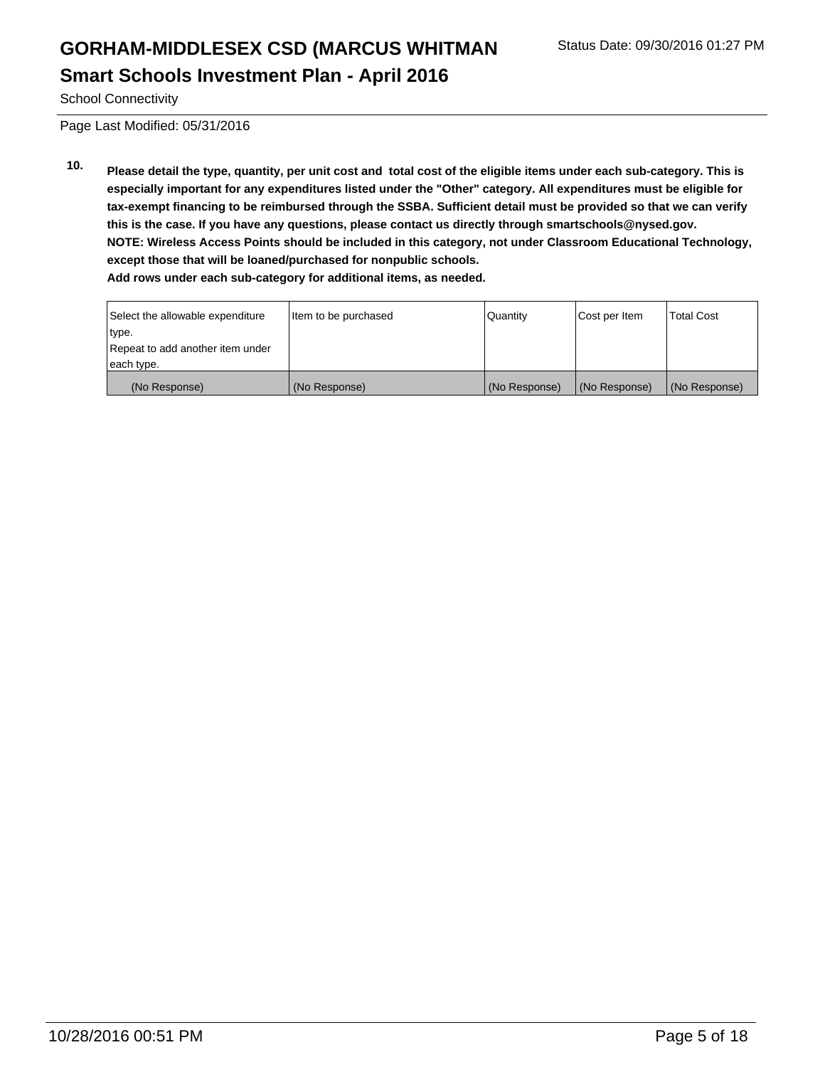School Connectivity

Page Last Modified: 05/31/2016

**10. Please detail the type, quantity, per unit cost and total cost of the eligible items under each sub-category. This is especially important for any expenditures listed under the "Other" category. All expenditures must be eligible for tax-exempt financing to be reimbursed through the SSBA. Sufficient detail must be provided so that we can verify this is the case. If you have any questions, please contact us directly through smartschools@nysed.gov.**
**NOTE: Wireless Access Points should be included in this category, not under Classroom Educational Technology, except those that will be loaned/purchased for nonpublic schools.**
**Add rows under each sub-category for additional items, as needed.**

| Select the allowable expenditure type. Repeat to add another item under each type. | Item to be purchased | Quantity | Cost per Item | Total Cost |
|---|---|---|---|---|
| (No Response) | (No Response) | (No Response) | (No Response) | (No Response) |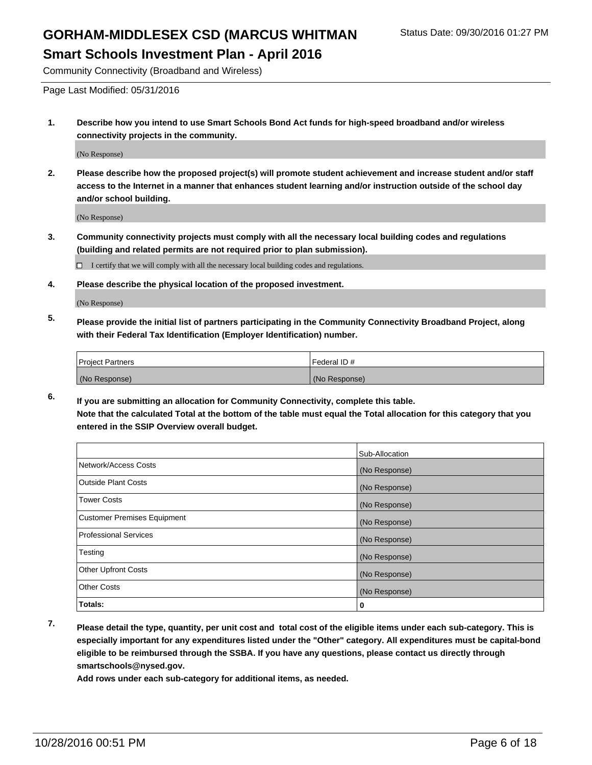# GORHAM-MIDDLESEX CSD (MARCUS WHITMAN

Status Date: 09/30/2016 01:27 PM

## Smart Schools Investment Plan - April 2016

Community Connectivity (Broadband and Wireless)

Page Last Modified: 05/31/2016

1. **Describe how you intend to use Smart Schools Bond Act funds for high-speed broadband and/or wireless connectivity projects in the community.**

   (No Response)

2. **Please describe how the proposed project(s) will promote student achievement and increase student and/or staff access to the Internet in a manner that enhances student learning and/or instruction outside of the school day and/or school building.**

   (No Response)

3. **Community connectivity projects must comply with all the necessary local building codes and regulations (building and related permits are not required prior to plan submission).**

   ☐ I certify that we will comply with all the necessary local building codes and regulations.

4. **Please describe the physical location of the proposed investment.**

   (No Response)

5. **Please provide the initial list of partners participating in the Community Connectivity Broadband Project, along with their Federal Tax Identification (Employer Identification) number.**

| Project Partners | Federal ID # |
|---|---|
| (No Response) | (No Response) |

6. **If you are submitting an allocation for Community Connectivity, complete this table. Note that the calculated Total at the bottom of the table must equal the Total allocation for this category that you entered in the SSIP Overview overall budget.**

| | Sub-Allocation |
|---|---|
| Network/Access Costs | (No Response) |
| Outside Plant Costs | (No Response) |
| Tower Costs | (No Response) |
| Customer Premises Equipment | (No Response) |
| Professional Services | (No Response) |
| Testing | (No Response) |
| Other Upfront Costs | (No Response) |
| Other Costs | (No Response) |
| **Totals:** | **0** |

7. **Please detail the type, quantity, per unit cost and total cost of the eligible items under each sub-category. This is especially important for any expenditures listed under the "Other" category. All expenditures must be capital-bond eligible to be reimbursed through the SSBA. If you have any questions, please contact us directly through smartschools@nysed.gov.**

   **Add rows under each sub-category for additional items, as needed.**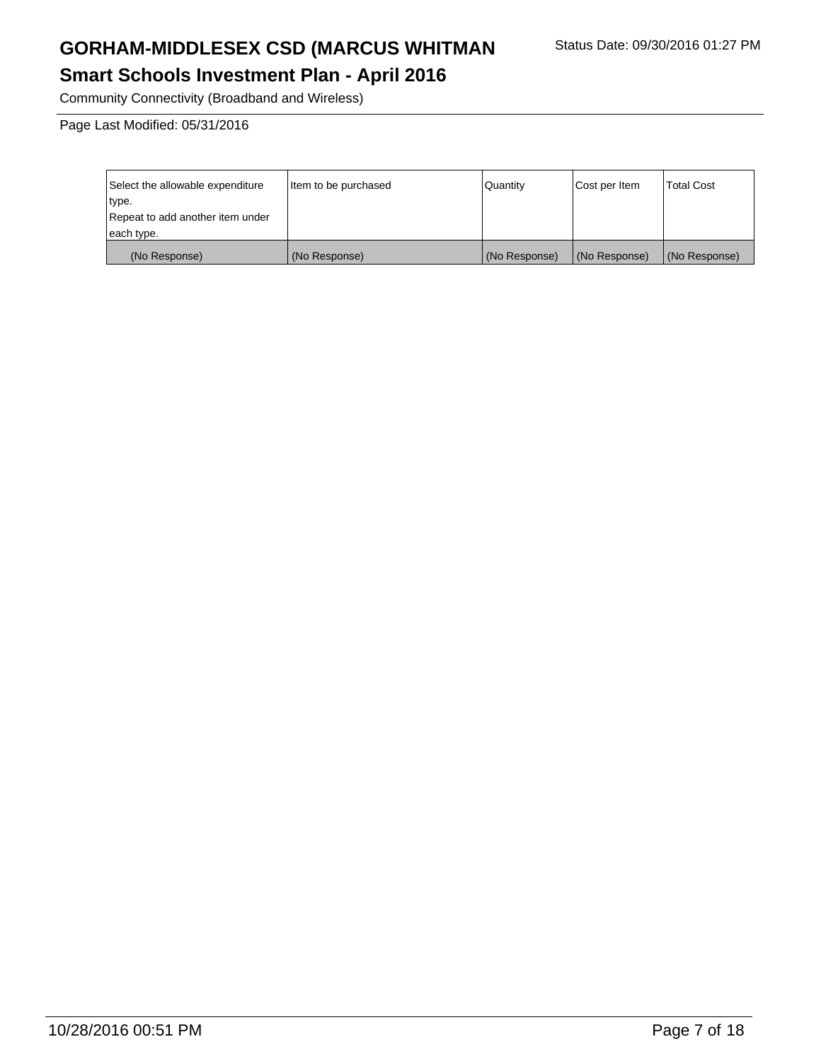Community Connectivity (Broadband and Wireless)

Page Last Modified: 05/31/2016

| Select the allowable expenditure type.<br>Repeat to add another item under each type. | Item to be purchased | Quantity | Cost per Item | Total Cost |
|---|---|---|---|---|
| (No Response) | (No Response) | (No Response) | (No Response) | (No Response) |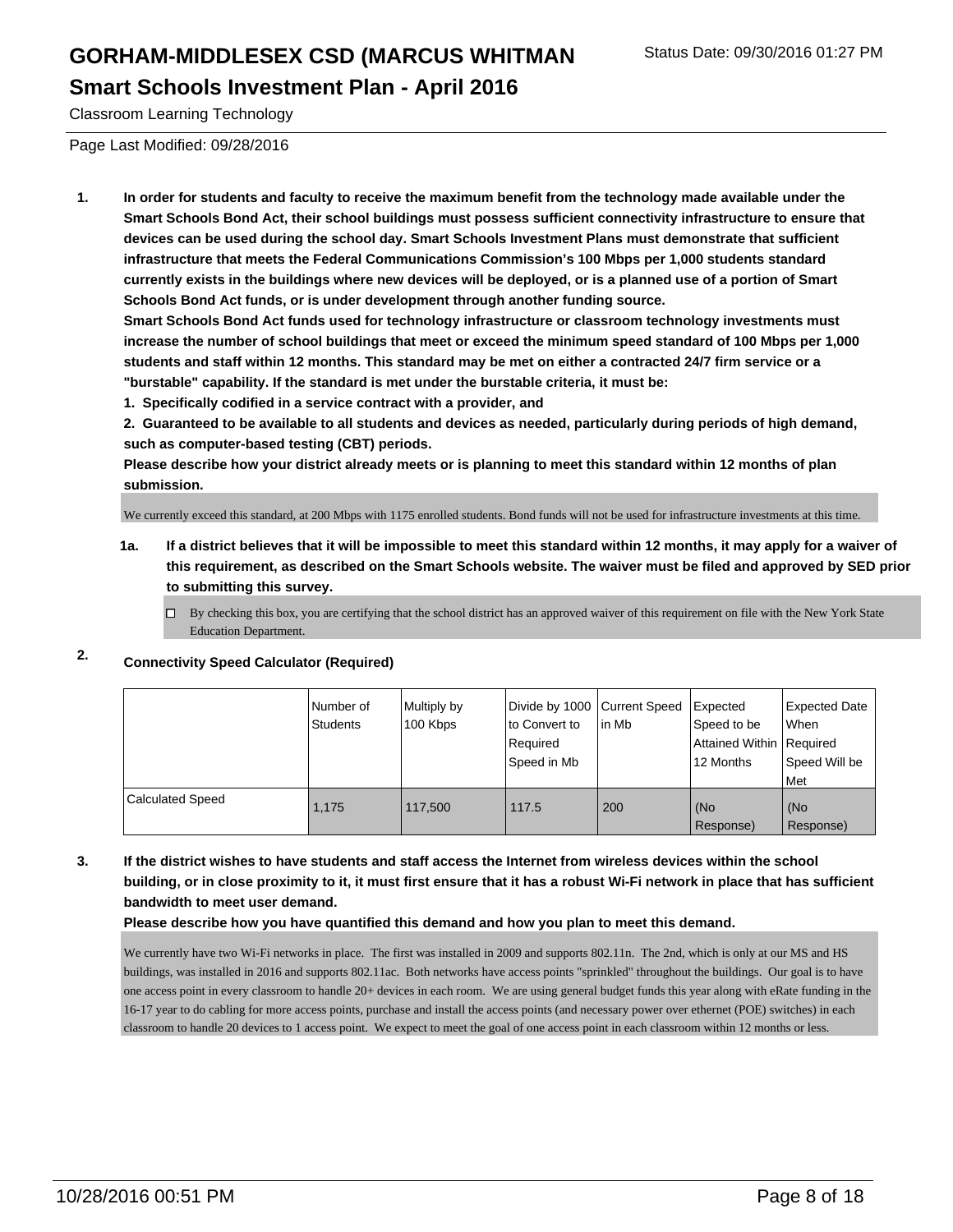Classroom Learning Technology

Page Last Modified: 09/28/2016

1. **In order for students and faculty to receive the maximum benefit from the technology made available under the Smart Schools Bond Act, their school buildings must possess sufficient connectivity infrastructure to ensure that devices can be used during the school day. Smart Schools Investment Plans must demonstrate that sufficient infrastructure that meets the Federal Communications Commission's 100 Mbps per 1,000 students standard currently exists in the buildings where new devices will be deployed, or is a planned use of a portion of Smart Schools Bond Act funds, or is under development through another funding source.**

   **Smart Schools Bond Act funds used for technology infrastructure or classroom technology investments must increase the number of school buildings that meet or exceed the minimum speed standard of 100 Mbps per 1,000 students and staff within 12 months. This standard may be met on either a contracted 24/7 firm service or a "burstable" capability. If the standard is met under the burstable criteria, it must be:**

   **1. Specifically codified in a service contract with a provider, and**

   **2. Guaranteed to be available to all students and devices as needed, particularly during periods of high demand, such as computer-based testing (CBT) periods.**

   **Please describe how your district already meets or is planning to meet this standard within 12 months of plan submission.**

   We currently exceed this standard, at 200 Mbps with 1175 enrolled students. Bond funds will not be used for infrastructure investments at this time.

   **1a. If a district believes that it will be impossible to meet this standard within 12 months, it may apply for a waiver of this requirement, as described on the Smart Schools website. The waiver must be filed and approved by SED prior to submitting this survey.**

   ☐ By checking this box, you are certifying that the school district has an approved waiver of this requirement on file with the New York State Education Department.

2. **Connectivity Speed Calculator (Required)**

| | Number of Students | Multiply by 100 Kbps | Divide by 1000 to Convert to Required Speed in Mb | Current Speed in Mb | Expected Speed to be Attained Within 12 Months | Expected Date When Required Speed Will be Met |
|---|---|---|---|---|---|---|
| Calculated Speed | 1,175 | 117,500 | 117.5 | 200 | (No Response) | (No Response) |

3. **If the district wishes to have students and staff access the Internet from wireless devices within the school building, or in close proximity to it, it must first ensure that it has a robust Wi-Fi network in place that has sufficient bandwidth to meet user demand.**

   **Please describe how you have quantified this demand and how you plan to meet this demand.**

   We currently have two Wi-Fi networks in place. The first was installed in 2009 and supports 802.11n. The 2nd, which is only at our MS and HS buildings, was installed in 2016 and supports 802.11ac. Both networks have access points "sprinkled" throughout the buildings. Our goal is to have one access point in every classroom to handle 20+ devices in each room. We are using general budget funds this year along with eRate funding in the 16-17 year to do cabling for more access points, purchase and install the access points (and necessary power over ethernet (POE) switches) in each classroom to handle 20 devices to 1 access point. We expect to meet the goal of one access point in each classroom within 12 months or less.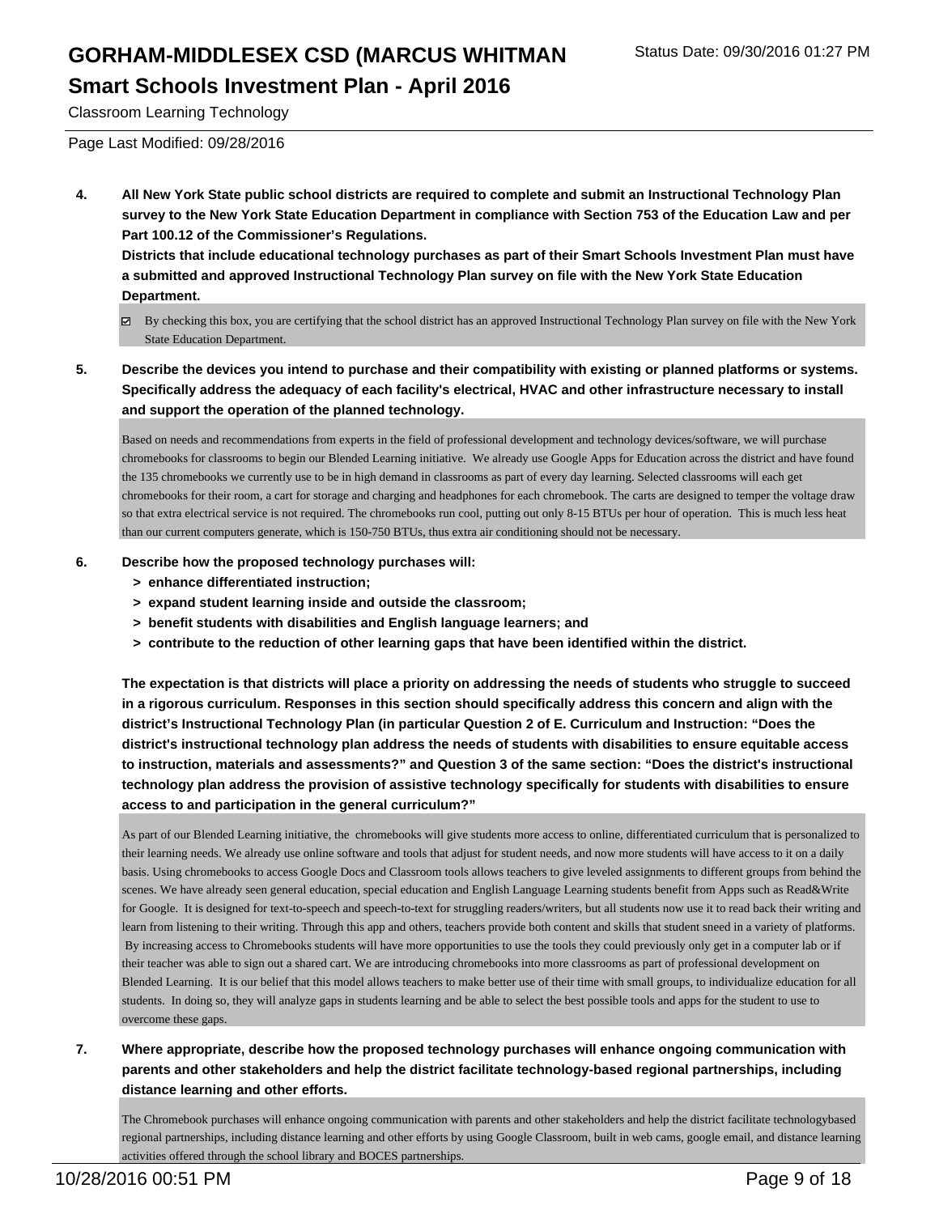# GORHAM-MIDDLESEX CSD (MARCUS WHITMAN

Status Date: 09/30/2016 01:27 PM

## Smart Schools Investment Plan - April 2016

Classroom Learning Technology

Page Last Modified: 09/28/2016

**4. All New York State public school districts are required to complete and submit an Instructional Technology Plan survey to the New York State Education Department in compliance with Section 753 of the Education Law and per Part 100.12 of the Commissioner's Regulations.**

**Districts that include educational technology purchases as part of their Smart Schools Investment Plan must have a submitted and approved Instructional Technology Plan survey on file with the New York State Education Department.**

☑ By checking this box, you are certifying that the school district has an approved Instructional Technology Plan survey on file with the New York State Education Department.

**5. Describe the devices you intend to purchase and their compatibility with existing or planned platforms or systems. Specifically address the adequacy of each facility's electrical, HVAC and other infrastructure necessary to install and support the operation of the planned technology.**

Based on needs and recommendations from experts in the field of professional development and technology devices/software, we will purchase chromebooks for classrooms to begin our Blended Learning initiative. We already use Google Apps for Education across the district and have found the 135 chromebooks we currently use to be in high demand in classrooms as part of every day learning. Selected classrooms will each get chromebooks for their room, a cart for storage and charging and headphones for each chromebook. The carts are designed to temper the voltage draw so that extra electrical service is not required. The chromebooks run cool, putting out only 8-15 BTUs per hour of operation. This is much less heat than our current computers generate, which is 150-750 BTUs, thus extra air conditioning should not be necessary.

**6. Describe how the proposed technology purchases will:**

- **> enhance differentiated instruction;**
- **> expand student learning inside and outside the classroom;**
- **> benefit students with disabilities and English language learners; and**
- **> contribute to the reduction of other learning gaps that have been identified within the district.**

**The expectation is that districts will place a priority on addressing the needs of students who struggle to succeed in a rigorous curriculum. Responses in this section should specifically address this concern and align with the district's Instructional Technology Plan (in particular Question 2 of E. Curriculum and Instruction: "Does the district's instructional technology plan address the needs of students with disabilities to ensure equitable access to instruction, materials and assessments?" and Question 3 of the same section: "Does the district's instructional technology plan address the provision of assistive technology specifically for students with disabilities to ensure access to and participation in the general curriculum?"**

As part of our Blended Learning initiative, the chromebooks will give students more access to online, differentiated curriculum that is personalized to their learning needs. We already use online software and tools that adjust for student needs, and now more students will have access to it on a daily basis. Using chromebooks to access Google Docs and Classroom tools allows teachers to give leveled assignments to different groups from behind the scenes. We have already seen general education, special education and English Language Learning students benefit from Apps such as Read&Write for Google. It is designed for text-to-speech and speech-to-text for struggling readers/writers, but all students now use it to read back their writing and learn from listening to their writing. Through this app and others, teachers provide both content and skills that student sneed in a variety of platforms. By increasing access to Chromebooks students will have more opportunities to use the tools they could previously only get in a computer lab or if their teacher was able to sign out a shared cart. We are introducing chromebooks into more classrooms as part of professional development on Blended Learning. It is our belief that this model allows teachers to make better use of their time with small groups, to individualize education for all students. In doing so, they will analyze gaps in students learning and be able to select the best possible tools and apps for the student to use to overcome these gaps.

**7. Where appropriate, describe how the proposed technology purchases will enhance ongoing communication with parents and other stakeholders and help the district facilitate technology-based regional partnerships, including distance learning and other efforts.**

The Chromebook purchases will enhance ongoing communication with parents and other stakeholders and help the district facilitate technologybased regional partnerships, including distance learning and other efforts by using Google Classroom, built in web cams, google email, and distance learning activities offered through the school library and BOCES partnerships.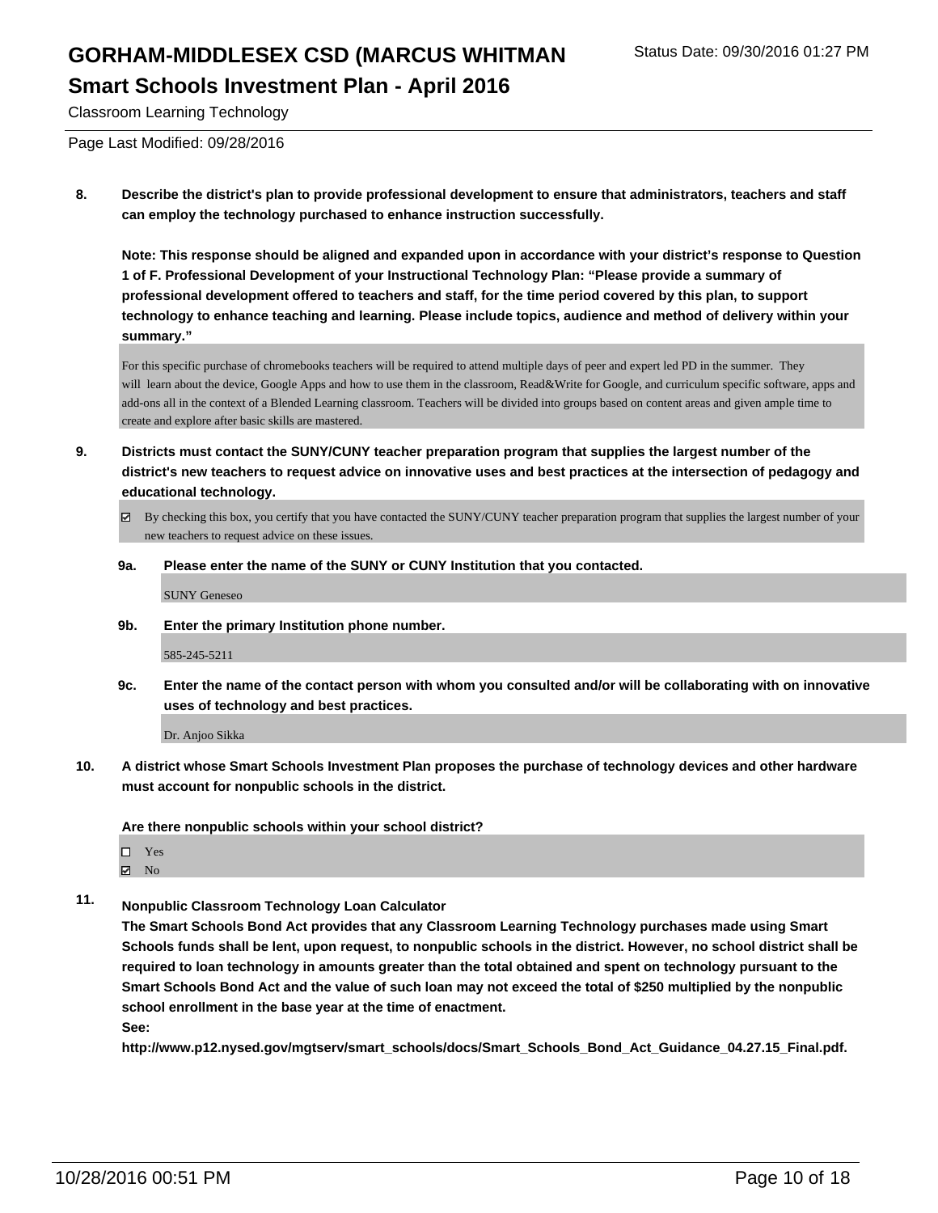**8. Describe the district's plan to provide professional development to ensure that administrators, teachers and staff can employ the technology purchased to enhance instruction successfully.**

**Note: This response should be aligned and expanded upon in accordance with your district's response to Question 1 of F. Professional Development of your Instructional Technology Plan: "Please provide a summary of professional development offered to teachers and staff, for the time period covered by this plan, to support technology to enhance teaching and learning. Please include topics, audience and method of delivery within your summary."**

For this specific purchase of chromebooks teachers will be required to attend multiple days of peer and expert led PD in the summer. They will learn about the device, Google Apps and how to use them in the classroom, Read&Write for Google, and curriculum specific software, apps and add-ons all in the context of a Blended Learning classroom. Teachers will be divided into groups based on content areas and given ample time to create and explore after basic skills are mastered.

**9. Districts must contact the SUNY/CUNY teacher preparation program that supplies the largest number of the district's new teachers to request advice on innovative uses and best practices at the intersection of pedagogy and educational technology.**

☑ By checking this box, you certify that you have contacted the SUNY/CUNY teacher preparation program that supplies the largest number of your new teachers to request advice on these issues.

**9a. Please enter the name of the SUNY or CUNY Institution that you contacted.**

SUNY Geneseo

**9b. Enter the primary Institution phone number.**

585-245-5211

**9c. Enter the name of the contact person with whom you consulted and/or will be collaborating with on innovative uses of technology and best practices.**

Dr. Anjoo Sikka

**10. A district whose Smart Schools Investment Plan proposes the purchase of technology devices and other hardware must account for nonpublic schools in the district.**

**Are there nonpublic schools within your school district?**

☐ Yes
☑ No

**11. Nonpublic Classroom Technology Loan Calculator**

**The Smart Schools Bond Act provides that any Classroom Learning Technology purchases made using Smart Schools funds shall be lent, upon request, to nonpublic schools in the district. However, no school district shall be required to loan technology in amounts greater than the total obtained and spent on technology pursuant to the Smart Schools Bond Act and the value of such loan may not exceed the total of $250 multiplied by the nonpublic school enrollment in the base year at the time of enactment.**

**See:**

**http://www.p12.nysed.gov/mgtserv/smart_schools/docs/Smart_Schools_Bond_Act_Guidance_04.27.15_Final.pdf.**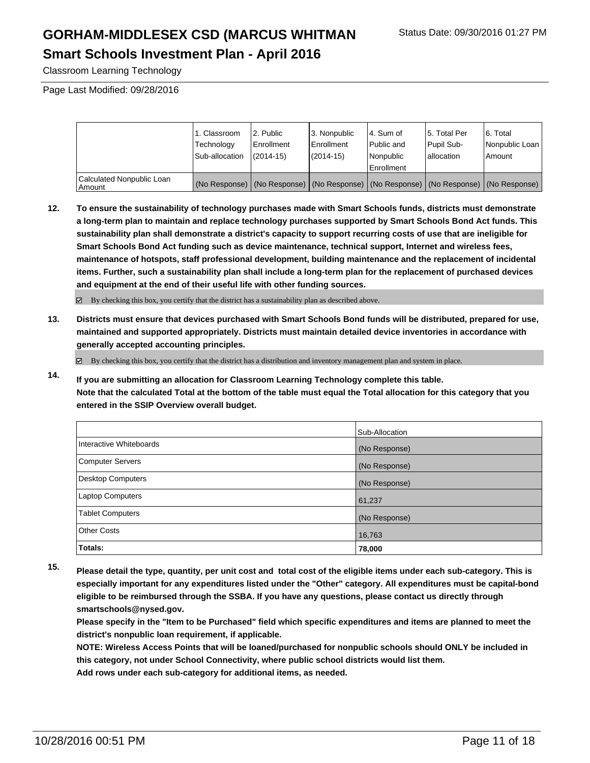Classroom Learning Technology

Page Last Modified: 09/28/2016

| | 1. Classroom Technology Sub-allocation | 2. Public Enrollment (2014-15) | 3. Nonpublic Enrollment (2014-15) | 4. Sum of Public and Nonpublic Enrollment | 5. Total Per Pupil Sub-allocation | 6. Total Nonpublic Loan Amount |
|---|---|---|---|---|---|---|
| Calculated Nonpublic Loan Amount | (No Response) | (No Response) | (No Response) | (No Response) | (No Response) | (No Response) |

**12. To ensure the sustainability of technology purchases made with Smart Schools funds, districts must demonstrate a long-term plan to maintain and replace technology purchases supported by Smart Schools Bond Act funds. This sustainability plan shall demonstrate a district's capacity to support recurring costs of use that are ineligible for Smart Schools Bond Act funding such as device maintenance, technical support, Internet and wireless fees, maintenance of hotspots, staff professional development, building maintenance and the replacement of incidental items. Further, such a sustainability plan shall include a long-term plan for the replacement of purchased devices and equipment at the end of their useful life with other funding sources.**

☑ By checking this box, you certify that the district has a sustainability plan as described above.

**13. Districts must ensure that devices purchased with Smart Schools Bond funds will be distributed, prepared for use, maintained and supported appropriately. Districts must maintain detailed device inventories in accordance with generally accepted accounting principles.**

☑ By checking this box, you certify that the district has a distribution and inventory management plan and system in place.

**14. If you are submitting an allocation for Classroom Learning Technology complete this table. Note that the calculated Total at the bottom of the table must equal the Total allocation for this category that you entered in the SSIP Overview overall budget.**

| | Sub-Allocation |
|---|---|
| Interactive Whiteboards | (No Response) |
| Computer Servers | (No Response) |
| Desktop Computers | (No Response) |
| Laptop Computers | 61,237 |
| Tablet Computers | (No Response) |
| Other Costs | 16,763 |
| **Totals:** | **78,000** |

**15. Please detail the type, quantity, per unit cost and total cost of the eligible items under each sub-category. This is especially important for any expenditures listed under the "Other" category. All expenditures must be capital-bond eligible to be reimbursed through the SSBA. If you have any questions, please contact us directly through smartschools@nysed.gov.**

**Please specify in the "Item to be Purchased" field which specific expenditures and items are planned to meet the district's nonpublic loan requirement, if applicable.**

**NOTE: Wireless Access Points that will be loaned/purchased for nonpublic schools should ONLY be included in this category, not under School Connectivity, where public school districts would list them.**

**Add rows under each sub-category for additional items, as needed.**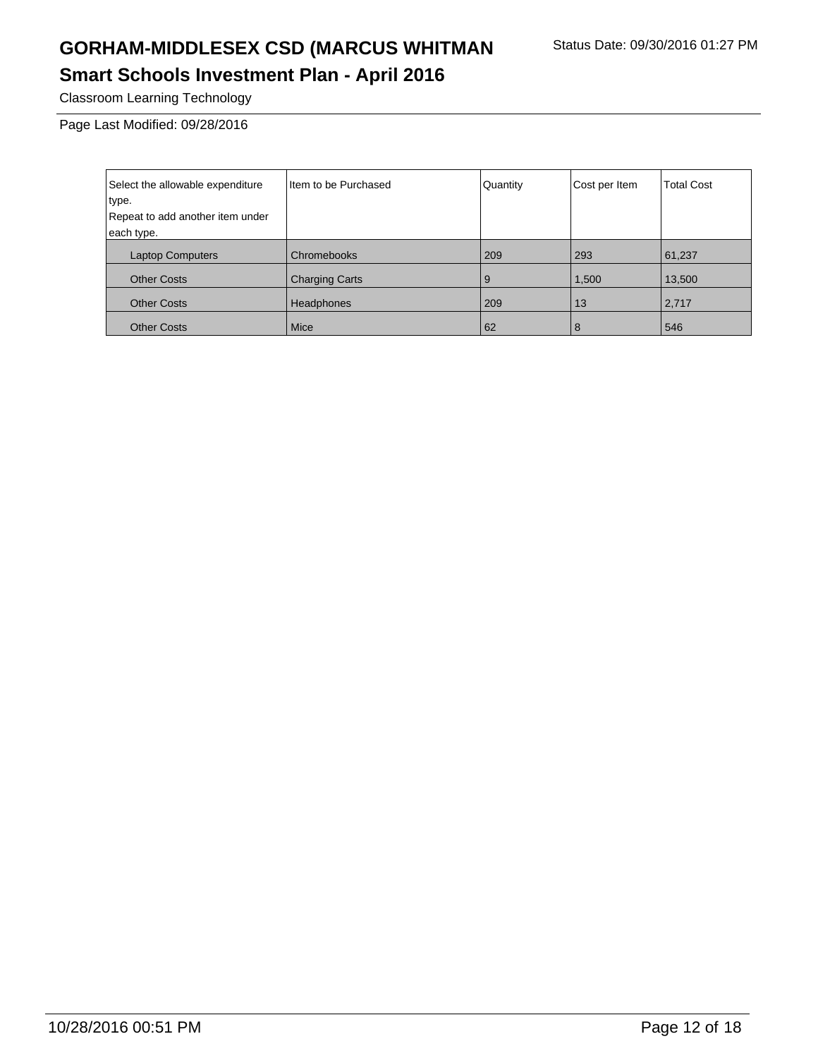Classroom Learning Technology

Page Last Modified: 09/28/2016

| Select the allowable expenditure type. Repeat to add another item under each type. | Item to be Purchased | Quantity | Cost per Item | Total Cost |
|---|---|---|---|---|
| Laptop Computers | Chromebooks | 209 | 293 | 61,237 |
| Other Costs | Charging Carts | 9 | 1,500 | 13,500 |
| Other Costs | Headphones | 209 | 13 | 2,717 |
| Other Costs | Mice | 62 | 8 | 546 |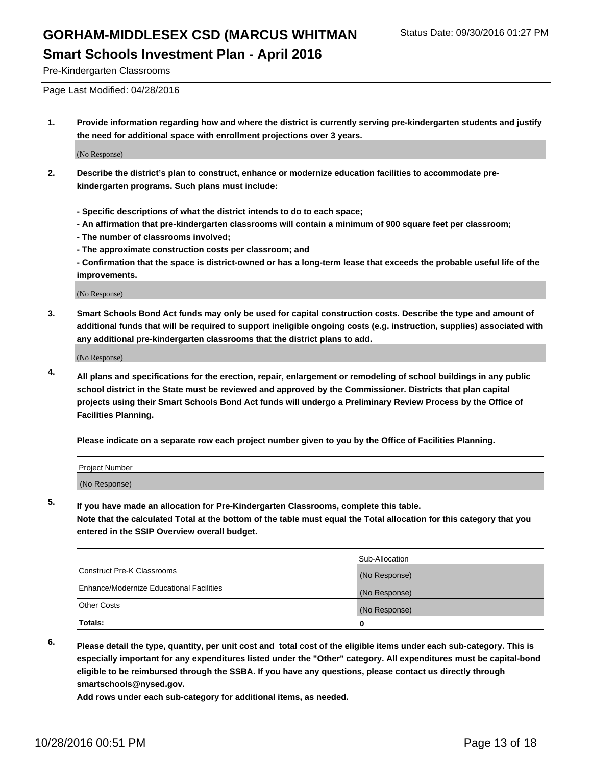# GORHAM-MIDDLESEX CSD (MARCUS WHITMAN

Status Date: 09/30/2016 01:27 PM

## Smart Schools Investment Plan - April 2016

Pre-Kindergarten Classrooms

Page Last Modified: 04/28/2016

**1. Provide information regarding how and where the district is currently serving pre-kindergarten students and justify the need for additional space with enrollment projections over 3 years.**

(No Response)

**2. Describe the district's plan to construct, enhance or modernize education facilities to accommodate pre-kindergarten programs. Such plans must include:**

**- Specific descriptions of what the district intends to do to each space;**
**- An affirmation that pre-kindergarten classrooms will contain a minimum of 900 square feet per classroom;**
**- The number of classrooms involved;**
**- The approximate construction costs per classroom; and**
**- Confirmation that the space is district-owned or has a long-term lease that exceeds the probable useful life of the improvements.**

(No Response)

**3. Smart Schools Bond Act funds may only be used for capital construction costs. Describe the type and amount of additional funds that will be required to support ineligible ongoing costs (e.g. instruction, supplies) associated with any additional pre-kindergarten classrooms that the district plans to add.**

(No Response)

**4. All plans and specifications for the erection, repair, enlargement or remodeling of school buildings in any public school district in the State must be reviewed and approved by the Commissioner. Districts that plan capital projects using their Smart Schools Bond Act funds will undergo a Preliminary Review Process by the Office of Facilities Planning.**

**Please indicate on a separate row each project number given to you by the Office of Facilities Planning.**

| Project Number |
|---|
| (No Response) |

**5. If you have made an allocation for Pre-Kindergarten Classrooms, complete this table.**
**Note that the calculated Total at the bottom of the table must equal the Total allocation for this category that you entered in the SSIP Overview overall budget.**

| | Sub-Allocation |
|---|---|
| Construct Pre-K Classrooms | (No Response) |
| Enhance/Modernize Educational Facilities | (No Response) |
| Other Costs | (No Response) |
| **Totals:** | **0** |

**6. Please detail the type, quantity, per unit cost and total cost of the eligible items under each sub-category. This is especially important for any expenditures listed under the "Other" category. All expenditures must be capital-bond eligible to be reimbursed through the SSBA. If you have any questions, please contact us directly through smartschools@nysed.gov.**
**Add rows under each sub-category for additional items, as needed.**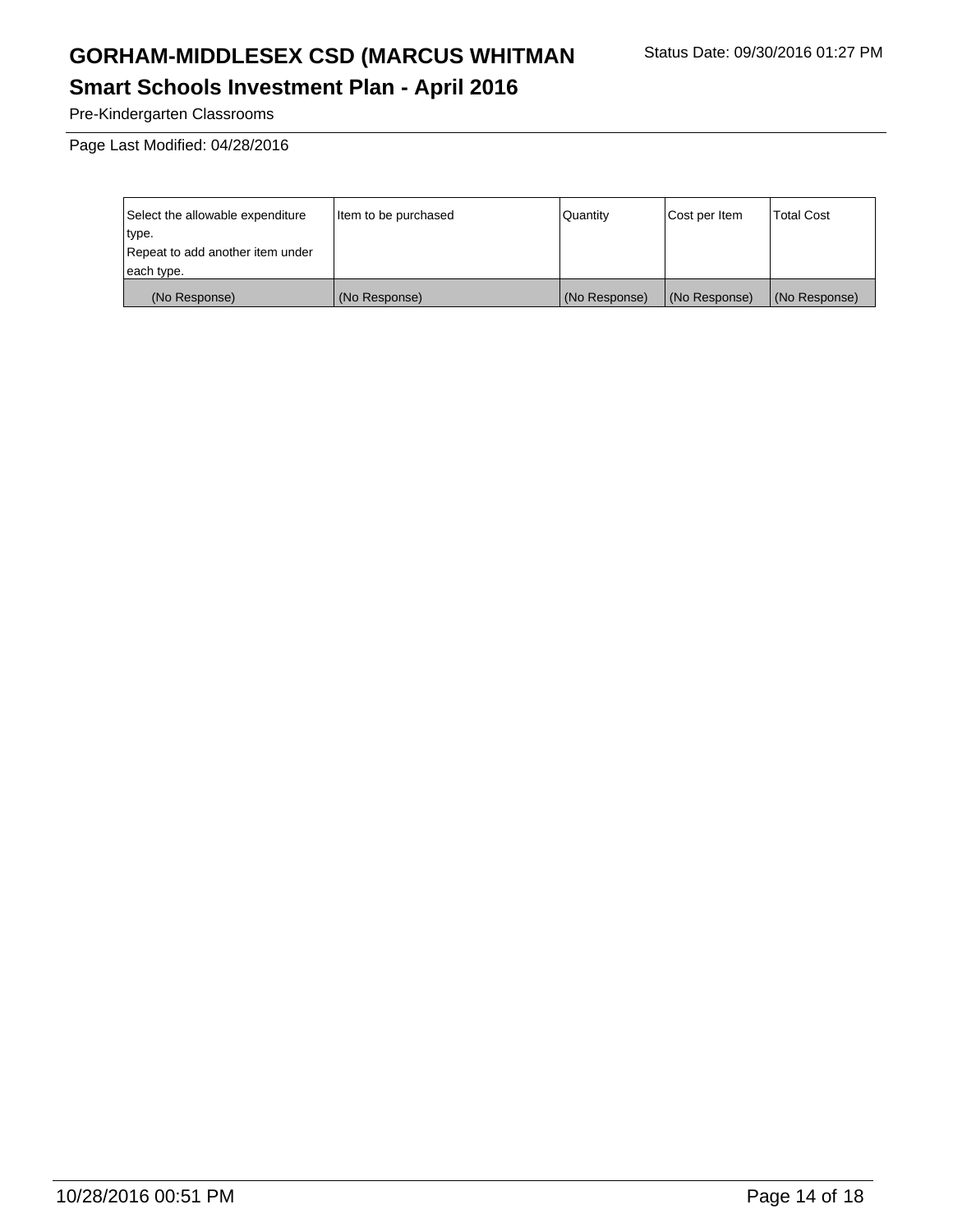# GORHAM-MIDDLESEX CSD (MARCUS WHITMAN

Status Date: 09/30/2016 01:27 PM

## Smart Schools Investment Plan - April 2016

Pre-Kindergarten Classrooms

Page Last Modified: 04/28/2016

| Select the allowable expenditure type. Repeat to add another item under each type. | Item to be purchased | Quantity | Cost per Item | Total Cost |
|---|---|---|---|---|
| (No Response) | (No Response) | (No Response) | (No Response) | (No Response) |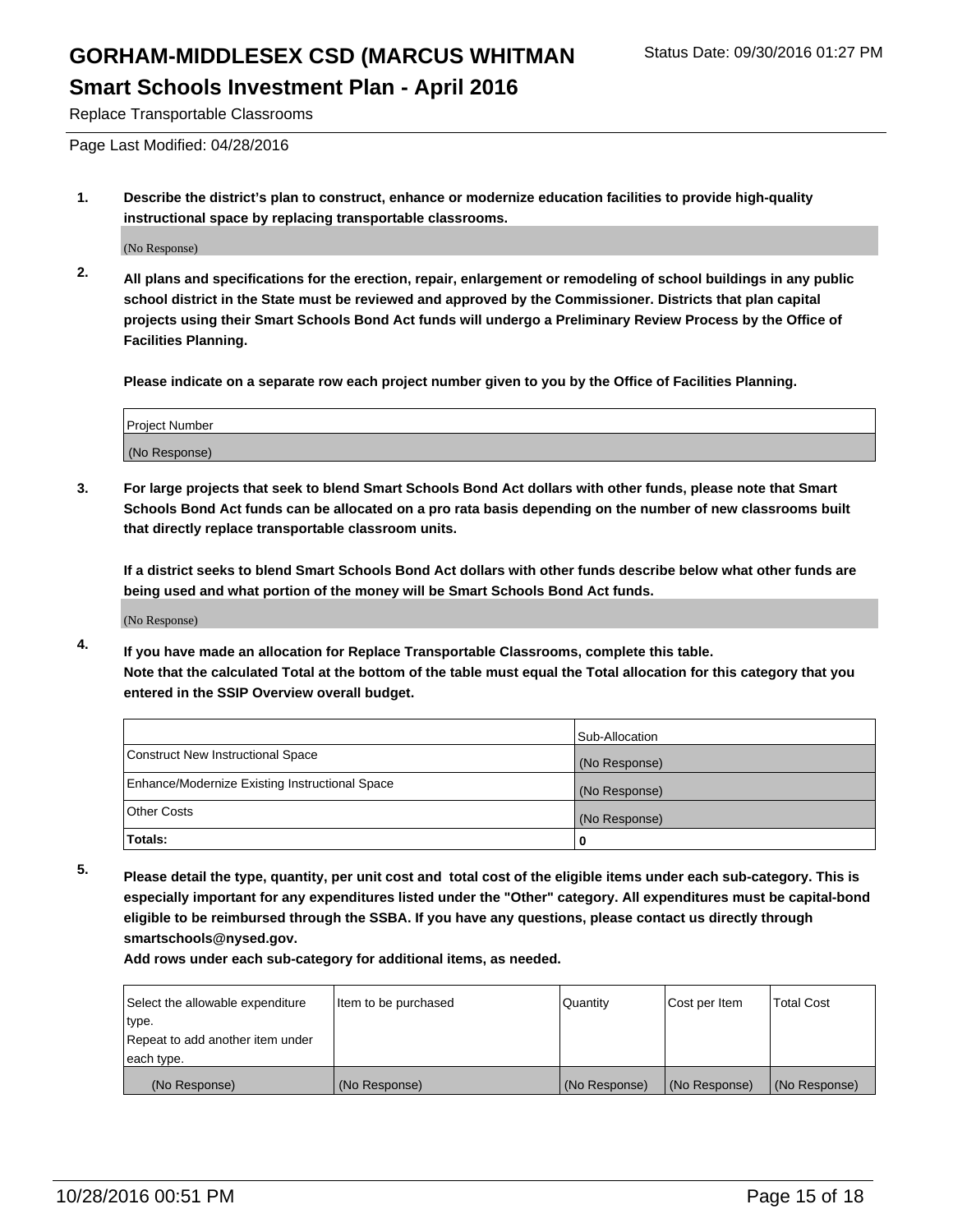# GORHAM-MIDDLESEX CSD (MARCUS WHITMAN

Status Date: 09/30/2016 01:27 PM

## Smart Schools Investment Plan - April 2016

Replace Transportable Classrooms

Page Last Modified: 04/28/2016

**1. Describe the district's plan to construct, enhance or modernize education facilities to provide high-quality instructional space by replacing transportable classrooms.**

(No Response)

**2. All plans and specifications for the erection, repair, enlargement or remodeling of school buildings in any public school district in the State must be reviewed and approved by the Commissioner. Districts that plan capital projects using their Smart Schools Bond Act funds will undergo a Preliminary Review Process by the Office of Facilities Planning.**

**Please indicate on a separate row each project number given to you by the Office of Facilities Planning.**

| Project Number |
| --- |
| (No Response) |

**3. For large projects that seek to blend Smart Schools Bond Act dollars with other funds, please note that Smart Schools Bond Act funds can be allocated on a pro rata basis depending on the number of new classrooms built that directly replace transportable classroom units.**

**If a district seeks to blend Smart Schools Bond Act dollars with other funds describe below what other funds are being used and what portion of the money will be Smart Schools Bond Act funds.**

(No Response)

**4. If you have made an allocation for Replace Transportable Classrooms, complete this table. Note that the calculated Total at the bottom of the table must equal the Total allocation for this category that you entered in the SSIP Overview overall budget.**

| | Sub-Allocation |
| --- | --- |
| Construct New Instructional Space | (No Response) |
| Enhance/Modernize Existing Instructional Space | (No Response) |
| Other Costs | (No Response) |
| **Totals:** | **0** |

**5. Please detail the type, quantity, per unit cost and total cost of the eligible items under each sub-category. This is especially important for any expenditures listed under the "Other" category. All expenditures must be capital-bond eligible to be reimbursed through the SSBA. If you have any questions, please contact us directly through smartschools@nysed.gov.**

**Add rows under each sub-category for additional items, as needed.**

| Select the allowable expenditure type. Repeat to add another item under each type. | Item to be purchased | Quantity | Cost per Item | Total Cost |
| --- | --- | --- | --- | --- |
| (No Response) | (No Response) | (No Response) | (No Response) | (No Response) |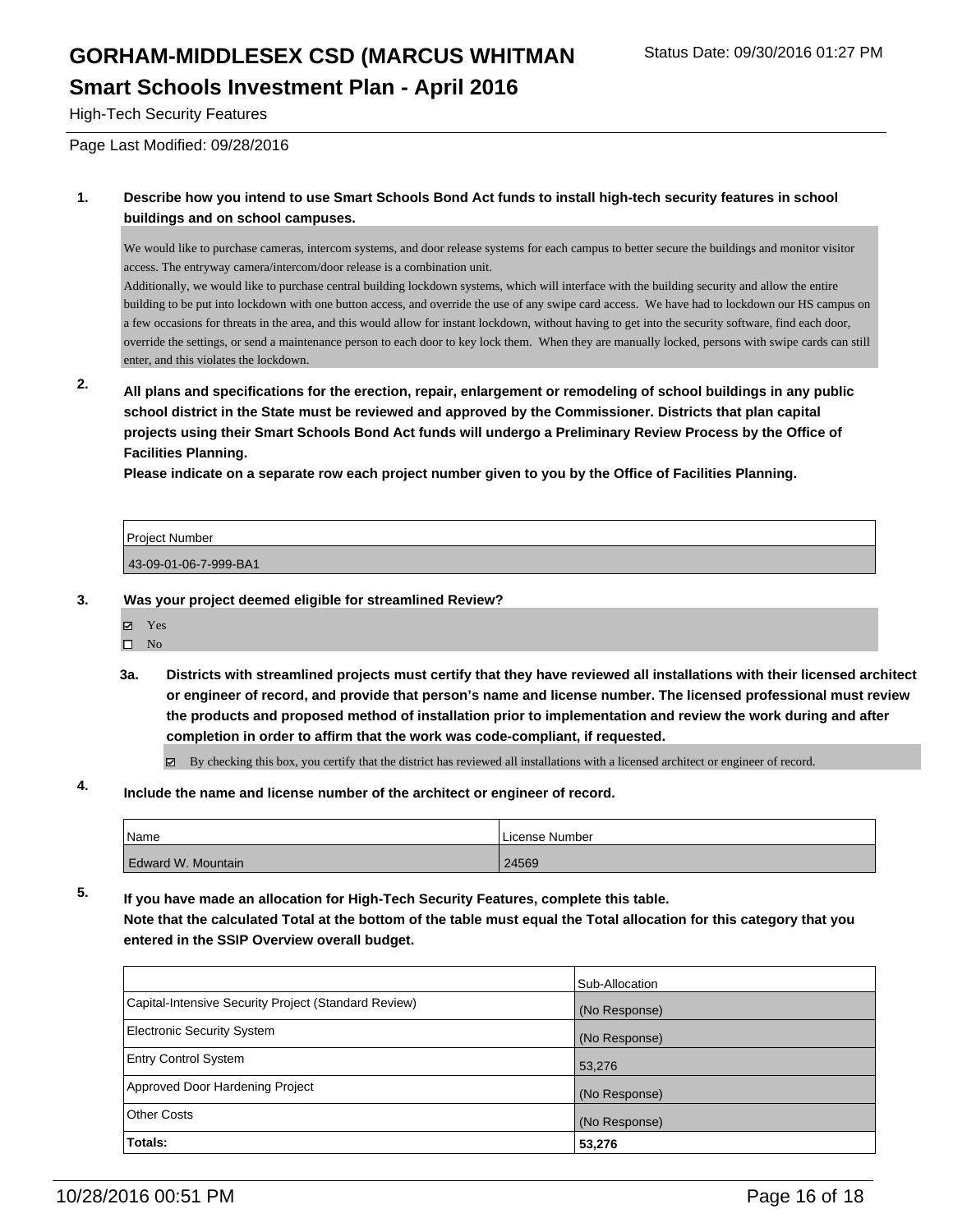# GORHAM-MIDDLESEX CSD (MARCUS WHITMAN

Status Date: 09/30/2016 01:27 PM

## Smart Schools Investment Plan - April 2016

High-Tech Security Features

Page Last Modified: 09/28/2016

**1. Describe how you intend to use Smart Schools Bond Act funds to install high-tech security features in school buildings and on school campuses.**

We would like to purchase cameras, intercom systems, and door release systems for each campus to better secure the buildings and monitor visitor access. The entryway camera/intercom/door release is a combination unit.
Additionally, we would like to purchase central building lockdown systems, which will interface with the building security and allow the entire building to be put into lockdown with one button access, and override the use of any swipe card access. We have had to lockdown our HS campus on a few occasions for threats in the area, and this would allow for instant lockdown, without having to get into the security software, find each door, override the settings, or send a maintenance person to each door to key lock them. When they are manually locked, persons with swipe cards can still enter, and this violates the lockdown.

**2. All plans and specifications for the erection, repair, enlargement or remodeling of school buildings in any public school district in the State must be reviewed and approved by the Commissioner. Districts that plan capital projects using their Smart Schools Bond Act funds will undergo a Preliminary Review Process by the Office of Facilities Planning.**
**Please indicate on a separate row each project number given to you by the Office of Facilities Planning.**

| Project Number |
|---|
| 43-09-01-06-7-999-BA1 |

**3. Was your project deemed eligible for streamlined Review?**

☑ Yes
☐ No

**3a. Districts with streamlined projects must certify that they have reviewed all installations with their licensed architect or engineer of record, and provide that person's name and license number. The licensed professional must review the products and proposed method of installation prior to implementation and review the work during and after completion in order to affirm that the work was code-compliant, if requested.**

☑ By checking this box, you certify that the district has reviewed all installations with a licensed architect or engineer of record.

**4. Include the name and license number of the architect or engineer of record.**

| Name | License Number |
|---|---|
| Edward W. Mountain | 24569 |

**5. If you have made an allocation for High-Tech Security Features, complete this table.**
**Note that the calculated Total at the bottom of the table must equal the Total allocation for this category that you entered in the SSIP Overview overall budget.**

| | Sub-Allocation |
|---|---|
| Capital-Intensive Security Project (Standard Review) | (No Response) |
| Electronic Security System | (No Response) |
| Entry Control System | 53,276 |
| Approved Door Hardening Project | (No Response) |
| Other Costs | (No Response) |
| **Totals:** | **53,276** |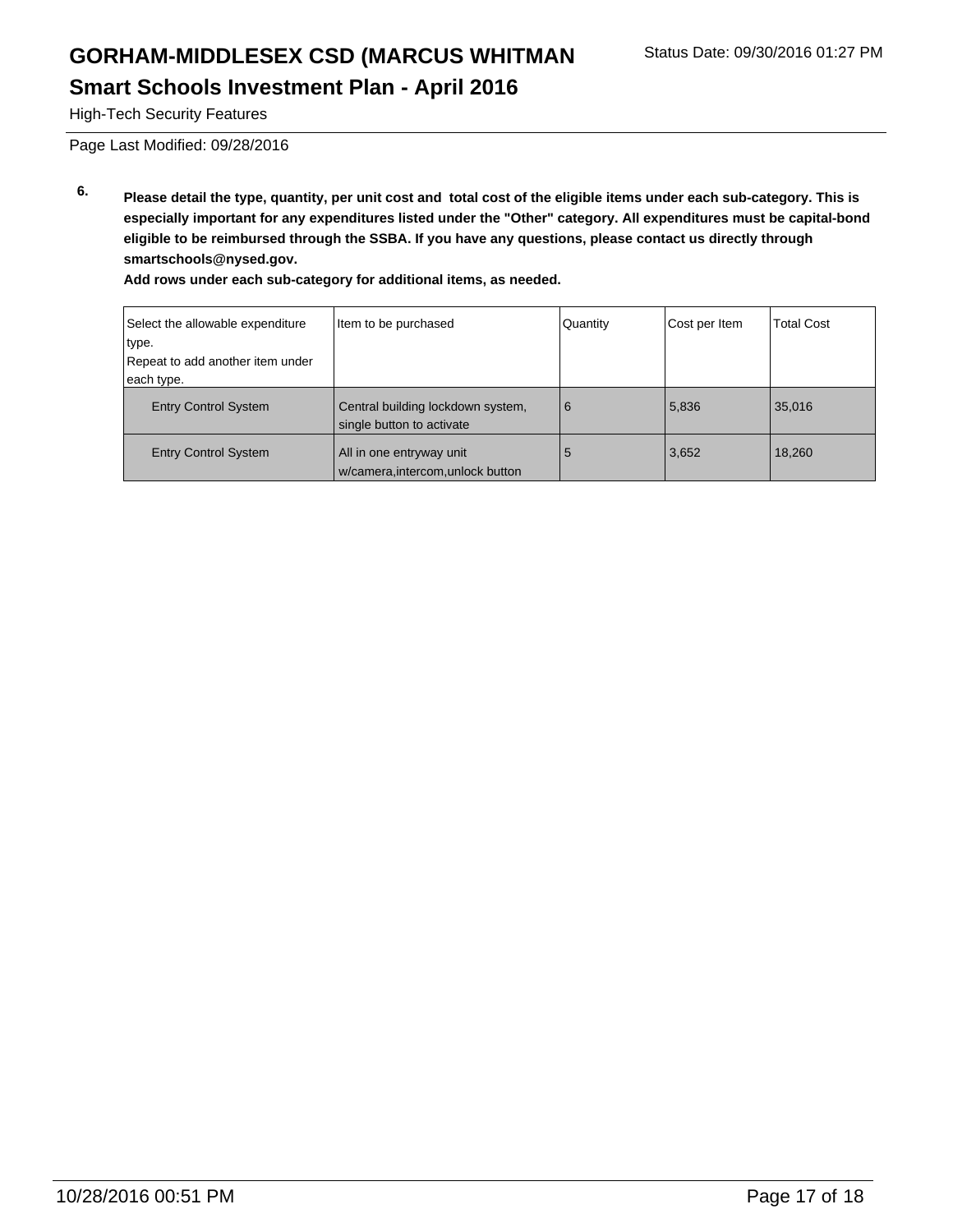# GORHAM-MIDDLESEX CSD (MARCUS WHITMAN

Status Date: 09/30/2016 01:27 PM

## Smart Schools Investment Plan - April 2016

High-Tech Security Features

Page Last Modified: 09/28/2016

**6. Please detail the type, quantity, per unit cost and total cost of the eligible items under each sub-category. This is especially important for any expenditures listed under the "Other" category. All expenditures must be capital-bond eligible to be reimbursed through the SSBA. If you have any questions, please contact us directly through smartschools@nysed.gov.**

**Add rows under each sub-category for additional items, as needed.**

| Select the allowable expenditure type. Repeat to add another item under each type. | Item to be purchased | Quantity | Cost per Item | Total Cost |
|---|---|---|---|---|
| Entry Control System | Central building lockdown system, single button to activate | 6 | 5,836 | 35,016 |
| Entry Control System | All in one entryway unit w/camera,intercom,unlock button | 5 | 3,652 | 18,260 |

10/28/2016 00:51 PM